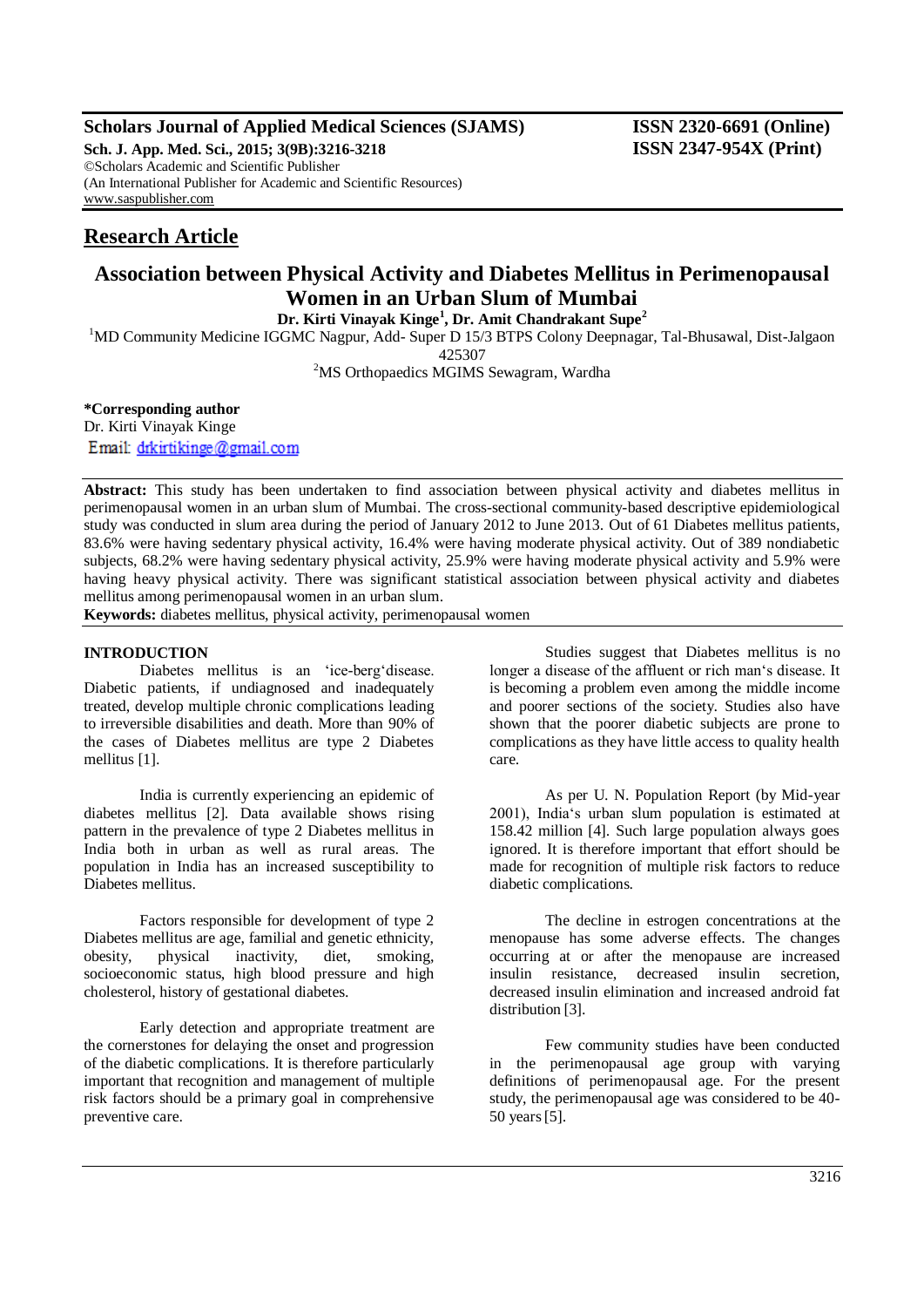**Scholars Journal of Applied Medical Sciences (SJAMS)** **ISSN 2320-6691 (Online)**
**Sch. J. App. Med. Sci., 2015; 3(9B):3216-3218** **ISSN 2347-954X (Print)**
©Scholars Academic and Scientific Publisher
(An International Publisher for Academic and Scientific Resources)
www.saspublisher.com

## Research Article

# Association between Physical Activity and Diabetes Mellitus in Perimenopausal Women in an Urban Slum of Mumbai

**Dr. Kirti Vinayak Kinge[1], Dr. Amit Chandrakant Supe[2]**

[1]MD Community Medicine IGGMC Nagpur, Add- Super D 15/3 BTPS Colony Deepnagar, Tal-Bhusawal, Dist-Jalgaon 425307

[2]MS Orthopaedics MGIMS Sewagram, Wardha

**\*Corresponding author**
Dr. Kirti Vinayak Kinge
Email: drkirtikinge@gmail.com

**Abstract:** This study has been undertaken to find association between physical activity and diabetes mellitus in perimenopausal women in an urban slum of Mumbai. The cross-sectional community-based descriptive epidemiological study was conducted in slum area during the period of January 2012 to June 2013. Out of 61 Diabetes mellitus patients, 83.6% were having sedentary physical activity, 16.4% were having moderate physical activity. Out of 389 nondiabetic subjects, 68.2% were having sedentary physical activity, 25.9% were having moderate physical activity and 5.9% were having heavy physical activity. There was significant statistical association between physical activity and diabetes mellitus among perimenopausal women in an urban slum.

**Keywords:** diabetes mellitus, physical activity, perimenopausal women

## INTRODUCTION

Diabetes mellitus is an 'ice-berg'disease. Diabetic patients, if undiagnosed and inadequately treated, develop multiple chronic complications leading to irreversible disabilities and death. More than 90% of the cases of Diabetes mellitus are type 2 Diabetes mellitus [1].

India is currently experiencing an epidemic of diabetes mellitus [2]. Data available shows rising pattern in the prevalence of type 2 Diabetes mellitus in India both in urban as well as rural areas. The population in India has an increased susceptibility to Diabetes mellitus.

Factors responsible for development of type 2 Diabetes mellitus are age, familial and genetic ethnicity, obesity, physical inactivity, diet, smoking, socioeconomic status, high blood pressure and high cholesterol, history of gestational diabetes.

Early detection and appropriate treatment are the cornerstones for delaying the onset and progression of the diabetic complications. It is therefore particularly important that recognition and management of multiple risk factors should be a primary goal in comprehensive preventive care.

Studies suggest that Diabetes mellitus is no longer a disease of the affluent or rich man's disease. It is becoming a problem even among the middle income and poorer sections of the society. Studies also have shown that the poorer diabetic subjects are prone to complications as they have little access to quality health care.

As per U. N. Population Report (by Mid-year 2001), India's urban slum population is estimated at 158.42 million [4]. Such large population always goes ignored. It is therefore important that effort should be made for recognition of multiple risk factors to reduce diabetic complications.

The decline in estrogen concentrations at the menopause has some adverse effects. The changes occurring at or after the menopause are increased insulin resistance, decreased insulin secretion, decreased insulin elimination and increased android fat distribution [3].

Few community studies have been conducted in the perimenopausal age group with varying definitions of perimenopausal age. For the present study, the perimenopausal age was considered to be 40-50 years [5].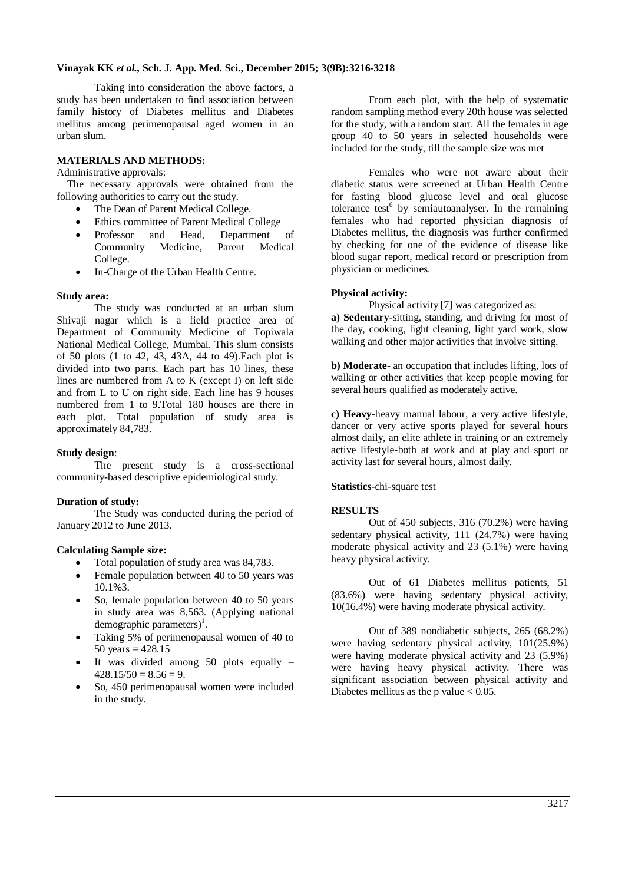Taking into consideration the above factors, a study has been undertaken to find association between family history of Diabetes mellitus and Diabetes mellitus among perimenopausal aged women in an urban slum.

## MATERIALS AND METHODS:

Administrative approvals:

The necessary approvals were obtained from the following authorities to carry out the study.

- The Dean of Parent Medical College.
- Ethics committee of Parent Medical College
- Professor and Head, Department of Community Medicine, Parent Medical College.
- In-Charge of the Urban Health Centre.

**Study area:**

The study was conducted at an urban slum Shivaji nagar which is a field practice area of Department of Community Medicine of Topiwala National Medical College, Mumbai. This slum consists of 50 plots (1 to 42, 43, 43A, 44 to 49).Each plot is divided into two parts. Each part has 10 lines, these lines are numbered from A to K (except I) on left side and from L to U on right side. Each line has 9 houses numbered from 1 to 9.Total 180 houses are there in each plot. Total population of study area is approximately 84,783.

**Study design**:

The present study is a cross-sectional community-based descriptive epidemiological study.

**Duration of study:**

The Study was conducted during the period of January 2012 to June 2013.

**Calculating Sample size:**

- Total population of study area was 84,783.
- Female population between 40 to 50 years was 10.1%3.
- So, female population between 40 to 50 years in study area was 8,563. (Applying national demographic parameters)[1].
- Taking 5% of perimenopausal women of 40 to 50 years = 428.15
- It was divided among 50 plots equally – 428.15/50 = 8.56 = 9.
- So, 450 perimenopausal women were included in the study.

From each plot, with the help of systematic random sampling method every 20th house was selected for the study, with a random start. All the females in age group 40 to 50 years in selected households were included for the study, till the sample size was met

Females who were not aware about their diabetic status were screened at Urban Health Centre for fasting blood glucose level and oral glucose tolerance test[6] by semiautoanalyser. In the remaining females who had reported physician diagnosis of Diabetes mellitus, the diagnosis was further confirmed by checking for one of the evidence of disease like blood sugar report, medical record or prescription from physician or medicines.

**Physical activity:**

Physical activity [7] was categorized as:

**a) Sedentary-**sitting, standing, and driving for most of the day, cooking, light cleaning, light yard work, slow walking and other major activities that involve sitting.

**b) Moderate**- an occupation that includes lifting, lots of walking or other activities that keep people moving for several hours qualified as moderately active.

**c) Heavy**-heavy manual labour, a very active lifestyle, dancer or very active sports played for several hours almost daily, an elite athlete in training or an extremely active lifestyle-both at work and at play and sport or activity last for several hours, almost daily.

**Statistics-**chi-square test

## RESULTS

Out of 450 subjects, 316 (70.2%) were having sedentary physical activity, 111 (24.7%) were having moderate physical activity and 23 (5.1%) were having heavy physical activity.

Out of 61 Diabetes mellitus patients, 51 (83.6%) were having sedentary physical activity, 10(16.4%) were having moderate physical activity.

Out of 389 nondiabetic subjects, 265 (68.2%) were having sedentary physical activity, 101(25.9%) were having moderate physical activity and 23 (5.9%) were having heavy physical activity. There was significant association between physical activity and Diabetes mellitus as the p value $< 0.05$.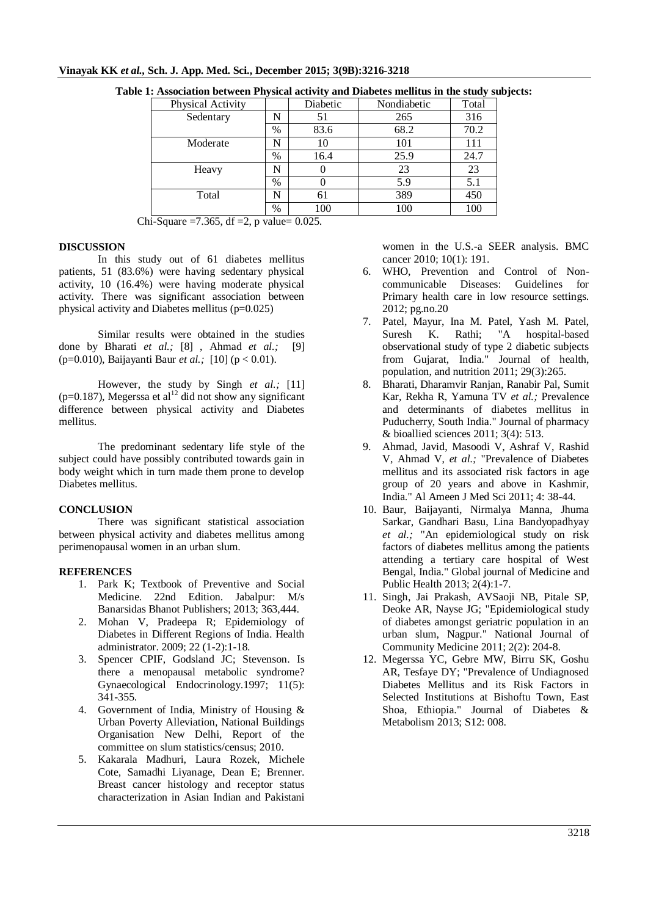**Table 1: Association between Physical activity and Diabetes mellitus in the study subjects:**

| Physical Activity | | Diabetic | Nondiabetic | Total |
|---|---|---|---|---|
| Sedentary | N | 51 | 265 | 316 |
| | % | 83.6 | 68.2 | 70.2 |
| Moderate | N | 10 | 101 | 111 |
| | % | 16.4 | 25.9 | 24.7 |
| Heavy | N | 0 | 23 | 23 |
| | % | 0 | 5.9 | 5.1 |
| Total | N | 61 | 389 | 450 |
| | % | 100 | 100 | 100 |

Chi-Square =7.365, df =2, p value= 0.025.

## DISCUSSION

In this study out of 61 diabetes mellitus patients, 51 (83.6%) were having sedentary physical activity, 10 (16.4%) were having moderate physical activity. There was significant association between physical activity and Diabetes mellitus (p=0.025)

Similar results were obtained in the studies done by Bharati *et al.;* [8] , Ahmad *et al.;* [9] (p=0.010), Baijayanti Baur *et al.;* [10] (p < 0.01).

However, the study by Singh *et al.;* [11] (p=0.187), Megerssa et al[12] did not show any significant difference between physical activity and Diabetes mellitus.

The predominant sedentary life style of the subject could have possibly contributed towards gain in body weight which in turn made them prone to develop Diabetes mellitus.

## CONCLUSION

There was significant statistical association between physical activity and diabetes mellitus among perimenopausal women in an urban slum.

## REFERENCES

1. Park K; Textbook of Preventive and Social Medicine. 22nd Edition. Jabalpur: M/s Banarsidas Bhanot Publishers; 2013; 363,444.
2. Mohan V, Pradeepa R; Epidemiology of Diabetes in Different Regions of India. Health administrator. 2009; 22 (1-2):1-18.
3. Spencer CPIF, Godsland JC; Stevenson. Is there a menopausal metabolic syndrome? Gynaecological Endocrinology.1997; 11(5): 341-355.
4. Government of India, Ministry of Housing & Urban Poverty Alleviation, National Buildings Organisation New Delhi, Report of the committee on slum statistics/census; 2010.
5. Kakarala Madhuri, Laura Rozek, Michele Cote, Samadhi Liyanage, Dean E; Brenner. Breast cancer histology and receptor status characterization in Asian Indian and Pakistani women in the U.S.-a SEER analysis. BMC cancer 2010; 10(1): 191.
6. WHO, Prevention and Control of Non-communicable Diseases: Guidelines for Primary health care in low resource settings. 2012; pg.no.20
7. Patel, Mayur, Ina M. Patel, Yash M. Patel, Suresh K. Rathi; "A hospital-based observational study of type 2 diabetic subjects from Gujarat, India." Journal of health, population, and nutrition 2011; 29(3):265.
8. Bharati, Dharamvir Ranjan, Ranabir Pal, Sumit Kar, Rekha R, Yamuna TV *et al.;* Prevalence and determinants of diabetes mellitus in Puducherry, South India." Journal of pharmacy & bioallied sciences 2011; 3(4): 513.
9. Ahmad, Javid, Masoodi V, Ashraf V, Rashid V, Ahmad V, *et al.;* "Prevalence of Diabetes mellitus and its associated risk factors in age group of 20 years and above in Kashmir, India." Al Ameen J Med Sci 2011; 4: 38-44.
10. Baur, Baijayanti, Nirmalya Manna, Jhuma Sarkar, Gandhari Basu, Lina Bandyopadhyay *et al.;* "An epidemiological study on risk factors of diabetes mellitus among the patients attending a tertiary care hospital of West Bengal, India." Global journal of Medicine and Public Health 2013; 2(4):1-7.
11. Singh, Jai Prakash, AVSaoji NB, Pitale SP, Deoke AR, Nayse JG; "Epidemiological study of diabetes amongst geriatric population in an urban slum, Nagpur." National Journal of Community Medicine 2011; 2(2): 204-8.
12. Megerssa YC, Gebre MW, Birru SK, Goshu AR, Tesfaye DY; "Prevalence of Undiagnosed Diabetes Mellitus and its Risk Factors in Selected Institutions at Bishoftu Town, East Shoa, Ethiopia." Journal of Diabetes & Metabolism 2013; S12: 008.